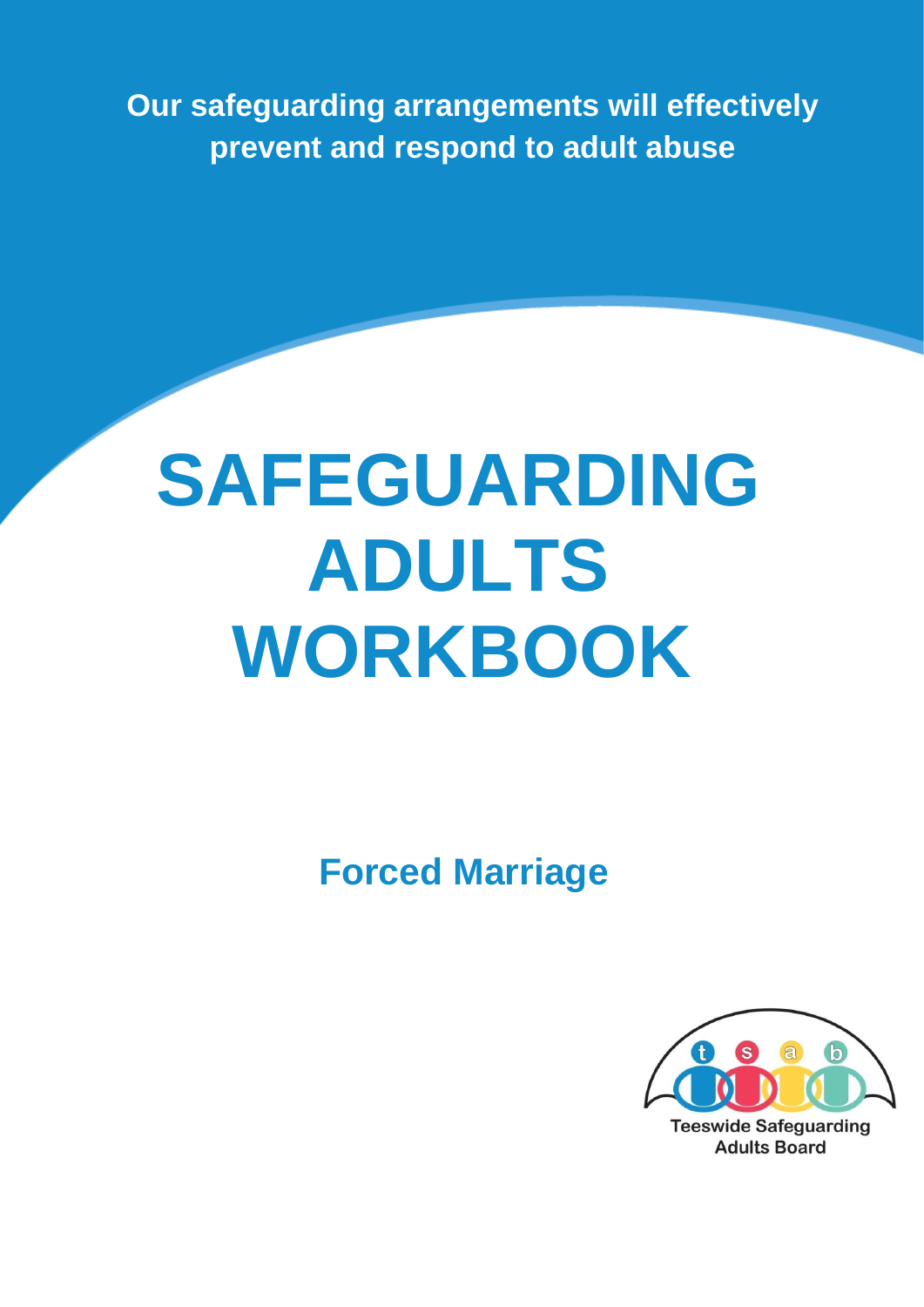**Our safeguarding arrangements will effectively prevent and respond to adult abuse**

# SAFEGUARDING ADULTS WORKBOOK

## Forced Marriage

Teeswide Safeguarding Adults Board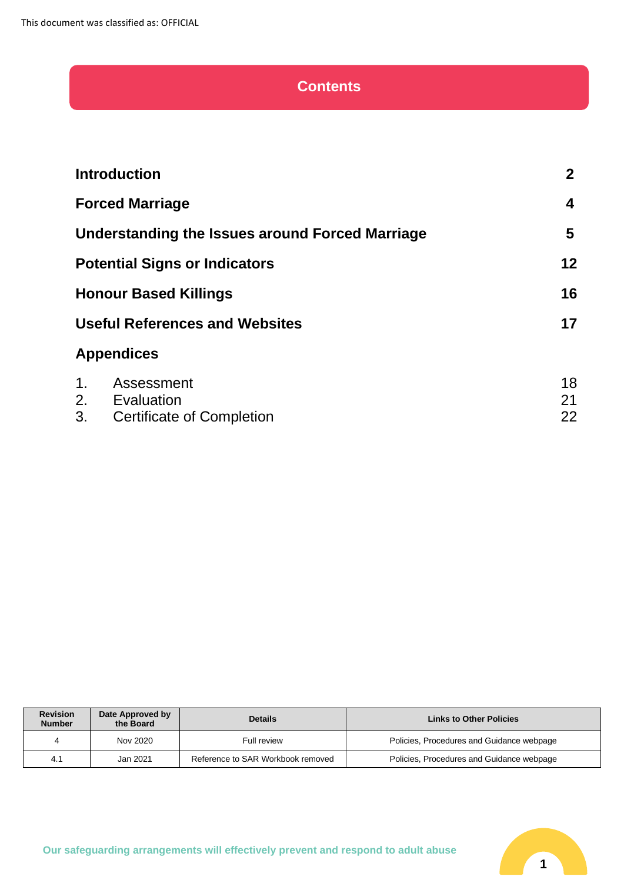This document was classified as: OFFICIAL

# Contents

| | |
|---|---|
| **Introduction** | **2** |
| **Forced Marriage** | **4** |
| **Understanding the Issues around Forced Marriage** | **5** |
| **Potential Signs or Indicators** | **12** |
| **Honour Based Killings** | **16** |
| **Useful References and Websites** | **17** |

**Appendices**

| | | |
|---|---|---|
| 1. | Assessment | 18 |
| 2. | Evaluation | 21 |
| 3. | Certificate of Completion | 22 |

| Revision Number | Date Approved by the Board | Details | Links to Other Policies |
|---|---|---|---|
| 4 | Nov 2020 | Full review | Policies, Procedures and Guidance webpage |
| 4.1 | Jan 2021 | Reference to SAR Workbook removed | Policies, Procedures and Guidance webpage |

Our safeguarding arrangements will effectively prevent and respond to adult abuse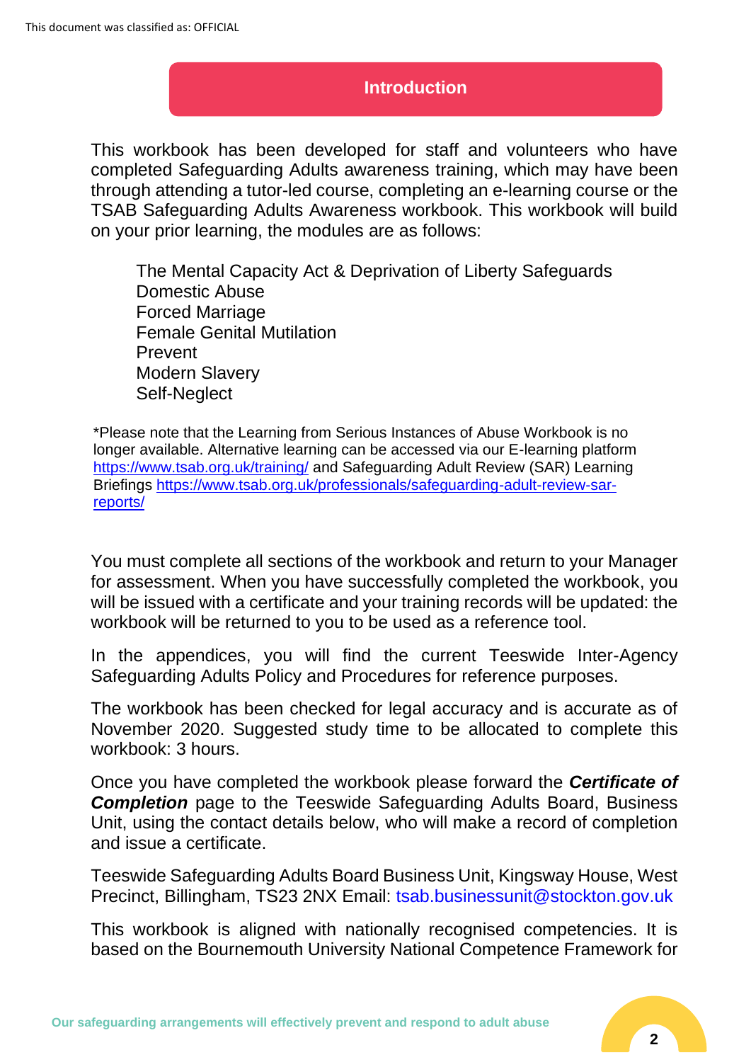## Introduction

This workbook has been developed for staff and volunteers who have completed Safeguarding Adults awareness training, which may have been through attending a tutor-led course, completing an e-learning course or the TSAB Safeguarding Adults Awareness workbook. This workbook will build on your prior learning, the modules are as follows:

- The Mental Capacity Act & Deprivation of Liberty Safeguards
- Domestic Abuse
- Forced Marriage
- Female Genital Mutilation
- Prevent
- Modern Slavery
- Self-Neglect

*Please note that the Learning from Serious Instances of Abuse Workbook is no longer available. Alternative learning can be accessed via our E-learning platform https://www.tsab.org.uk/training/ and Safeguarding Adult Review (SAR) Learning Briefings https://www.tsab.org.uk/professionals/safeguarding-adult-review-sar-reports/

You must complete all sections of the workbook and return to your Manager for assessment. When you have successfully completed the workbook, you will be issued with a certificate and your training records will be updated: the workbook will be returned to you to be used as a reference tool.

In the appendices, you will find the current Teeswide Inter-Agency Safeguarding Adults Policy and Procedures for reference purposes.

The workbook has been checked for legal accuracy and is accurate as of November 2020. Suggested study time to be allocated to complete this workbook: 3 hours.

Once you have completed the workbook please forward the ***Certificate of Completion*** page to the Teeswide Safeguarding Adults Board, Business Unit, using the contact details below, who will make a record of completion and issue a certificate.

Teeswide Safeguarding Adults Board Business Unit, Kingsway House, West Precinct, Billingham, TS23 2NX Email: tsab.businessunit@stockton.gov.uk

This workbook is aligned with nationally recognised competencies. It is based on the Bournemouth University National Competence Framework for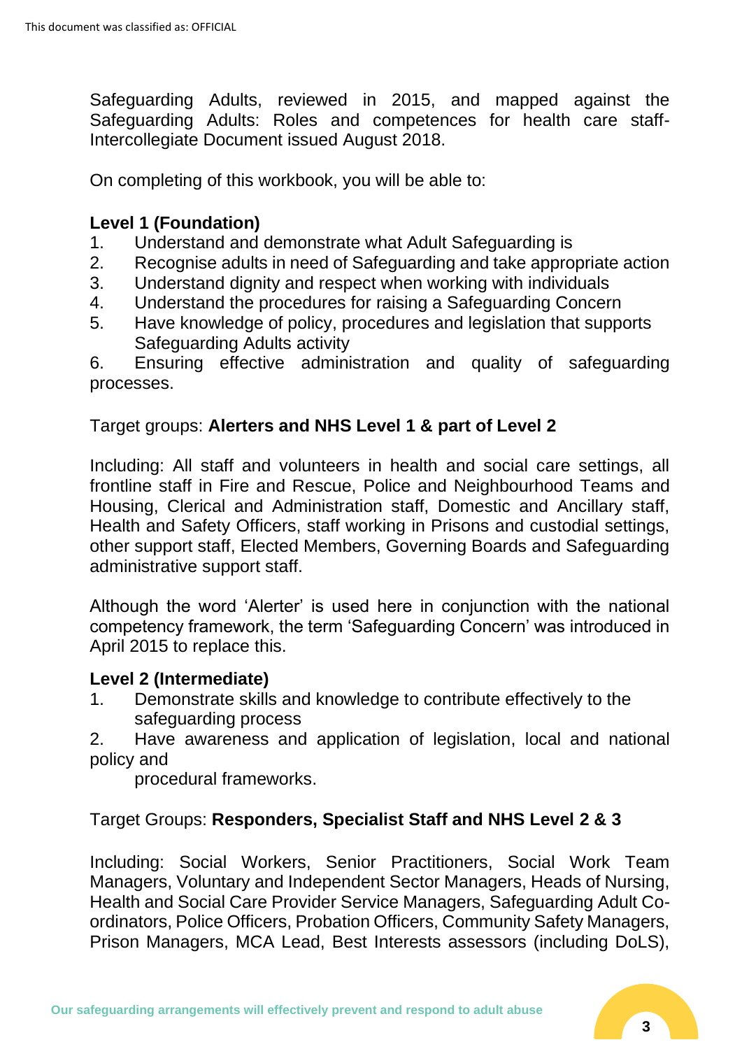Safeguarding Adults, reviewed in 2015, and mapped against the Safeguarding Adults: Roles and competences for health care staff- Intercollegiate Document issued August 2018.

On completing of this workbook, you will be able to:

**Level 1 (Foundation)**

1. Understand and demonstrate what Adult Safeguarding is
2. Recognise adults in need of Safeguarding and take appropriate action
3. Understand dignity and respect when working with individuals
4. Understand the procedures for raising a Safeguarding Concern
5. Have knowledge of policy, procedures and legislation that supports Safeguarding Adults activity
6. Ensuring effective administration and quality of safeguarding processes.

Target groups: **Alerters and NHS Level 1 & part of Level 2**

Including: All staff and volunteers in health and social care settings, all frontline staff in Fire and Rescue, Police and Neighbourhood Teams and Housing, Clerical and Administration staff, Domestic and Ancillary staff, Health and Safety Officers, staff working in Prisons and custodial settings, other support staff, Elected Members, Governing Boards and Safeguarding administrative support staff.

Although the word 'Alerter' is used here in conjunction with the national competency framework, the term 'Safeguarding Concern' was introduced in April 2015 to replace this.

**Level 2 (Intermediate)**

1. Demonstrate skills and knowledge to contribute effectively to the safeguarding process
2. Have awareness and application of legislation, local and national policy and procedural frameworks.

Target Groups: **Responders, Specialist Staff and NHS Level 2 & 3**

Including: Social Workers, Senior Practitioners, Social Work Team Managers, Voluntary and Independent Sector Managers, Heads of Nursing, Health and Social Care Provider Service Managers, Safeguarding Adult Co-ordinators, Police Officers, Probation Officers, Community Safety Managers, Prison Managers, MCA Lead, Best Interests assessors (including DoLS),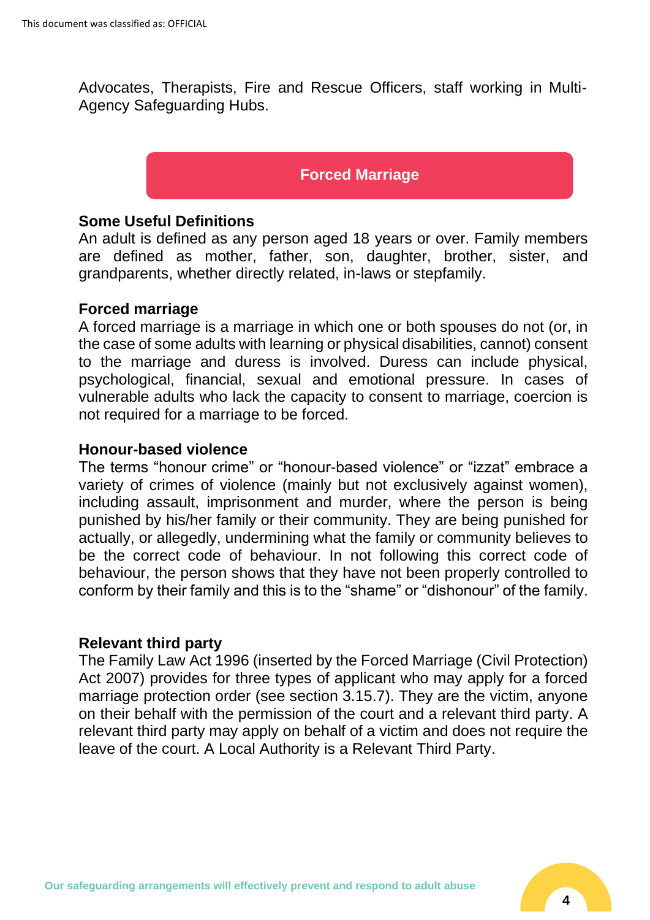Advocates, Therapists, Fire and Rescue Officers, staff working in Multi-Agency Safeguarding Hubs.

## Forced Marriage

### Some Useful Definitions

An adult is defined as any person aged 18 years or over. Family members are defined as mother, father, son, daughter, brother, sister, and grandparents, whether directly related, in-laws or stepfamily.

### Forced marriage

A forced marriage is a marriage in which one or both spouses do not (or, in the case of some adults with learning or physical disabilities, cannot) consent to the marriage and duress is involved. Duress can include physical, psychological, financial, sexual and emotional pressure. In cases of vulnerable adults who lack the capacity to consent to marriage, coercion is not required for a marriage to be forced.

### Honour-based violence

The terms "honour crime" or "honour-based violence" or "izzat" embrace a variety of crimes of violence (mainly but not exclusively against women), including assault, imprisonment and murder, where the person is being punished by his/her family or their community. They are being punished for actually, or allegedly, undermining what the family or community believes to be the correct code of behaviour. In not following this correct code of behaviour, the person shows that they have not been properly controlled to conform by their family and this is to the "shame" or "dishonour" of the family.

### Relevant third party

The Family Law Act 1996 (inserted by the Forced Marriage (Civil Protection) Act 2007) provides for three types of applicant who may apply for a forced marriage protection order (see section 3.15.7). They are the victim, anyone on their behalf with the permission of the court and a relevant third party. A relevant third party may apply on behalf of a victim and does not require the leave of the court. A Local Authority is a Relevant Third Party.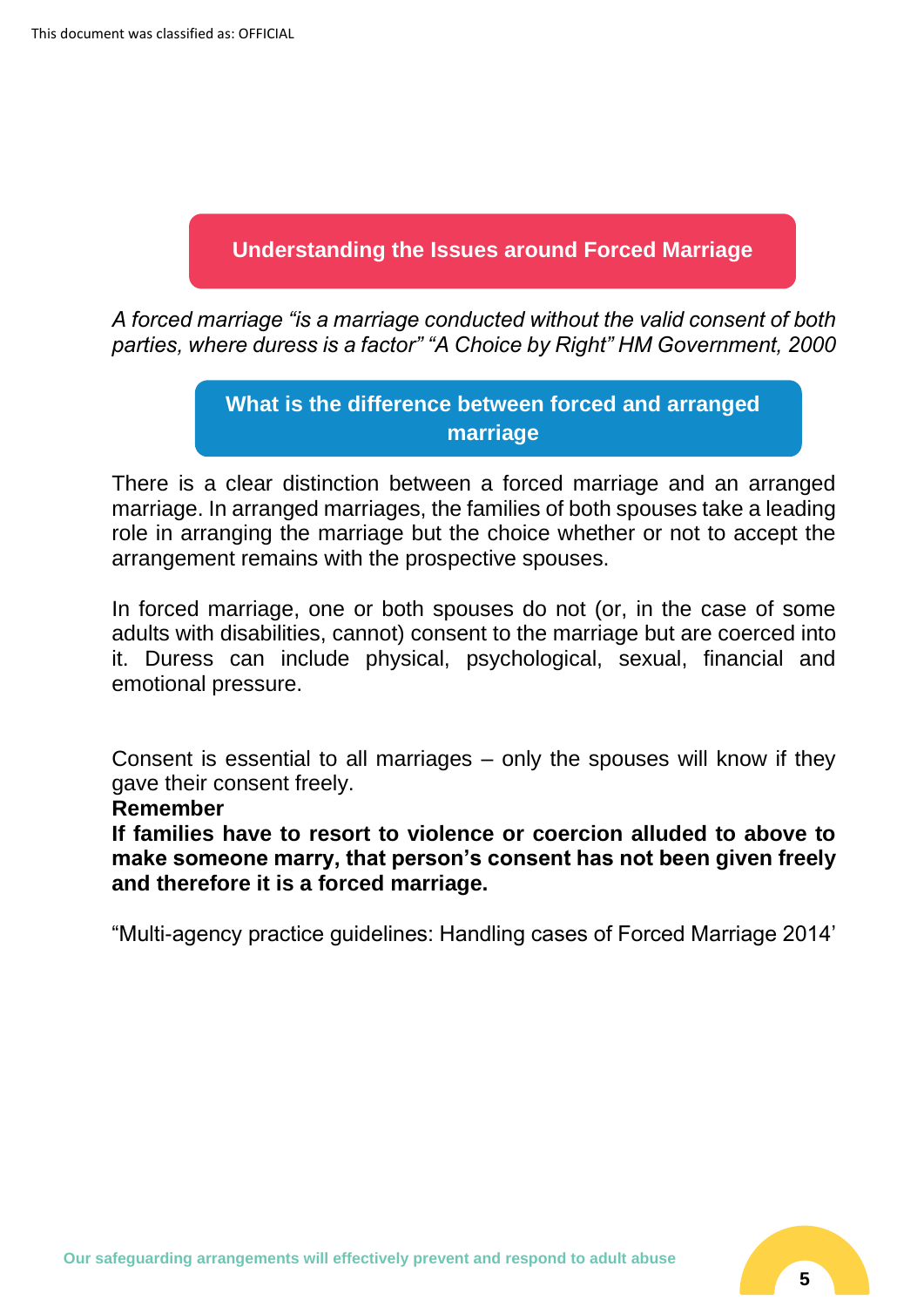## Understanding the Issues around Forced Marriage

*A forced marriage "is a marriage conducted without the valid consent of both parties, where duress is a factor" "A Choice by Right" HM Government, 2000*

### What is the difference between forced and arranged marriage

There is a clear distinction between a forced marriage and an arranged marriage. In arranged marriages, the families of both spouses take a leading role in arranging the marriage but the choice whether or not to accept the arrangement remains with the prospective spouses.

In forced marriage, one or both spouses do not (or, in the case of some adults with disabilities, cannot) consent to the marriage but are coerced into it. Duress can include physical, psychological, sexual, financial and emotional pressure.

Consent is essential to all marriages – only the spouses will know if they gave their consent freely.

**Remember**

**If families have to resort to violence or coercion alluded to above to make someone marry, that person's consent has not been given freely and therefore it is a forced marriage.**

"Multi-agency practice guidelines: Handling cases of Forced Marriage 2014'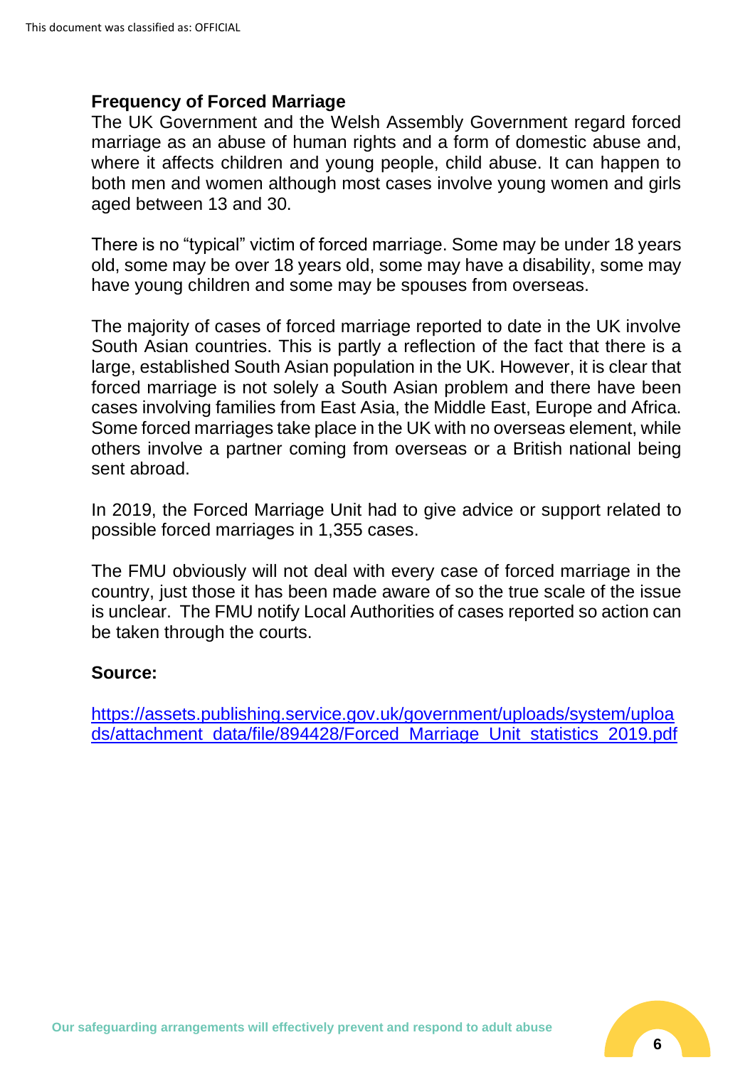**Frequency of Forced Marriage**

The UK Government and the Welsh Assembly Government regard forced marriage as an abuse of human rights and a form of domestic abuse and, where it affects children and young people, child abuse. It can happen to both men and women although most cases involve young women and girls aged between 13 and 30.

There is no "typical" victim of forced marriage. Some may be under 18 years old, some may be over 18 years old, some may have a disability, some may have young children and some may be spouses from overseas.

The majority of cases of forced marriage reported to date in the UK involve South Asian countries. This is partly a reflection of the fact that there is a large, established South Asian population in the UK. However, it is clear that forced marriage is not solely a South Asian problem and there have been cases involving families from East Asia, the Middle East, Europe and Africa. Some forced marriages take place in the UK with no overseas element, while others involve a partner coming from overseas or a British national being sent abroad.

In 2019, the Forced Marriage Unit had to give advice or support related to possible forced marriages in 1,355 cases.

The FMU obviously will not deal with every case of forced marriage in the country, just those it has been made aware of so the true scale of the issue is unclear. The FMU notify Local Authorities of cases reported so action can be taken through the courts.

**Source:**

https://assets.publishing.service.gov.uk/government/uploads/system/uploads/attachment_data/file/894428/Forced_Marriage_Unit_statistics_2019.pdf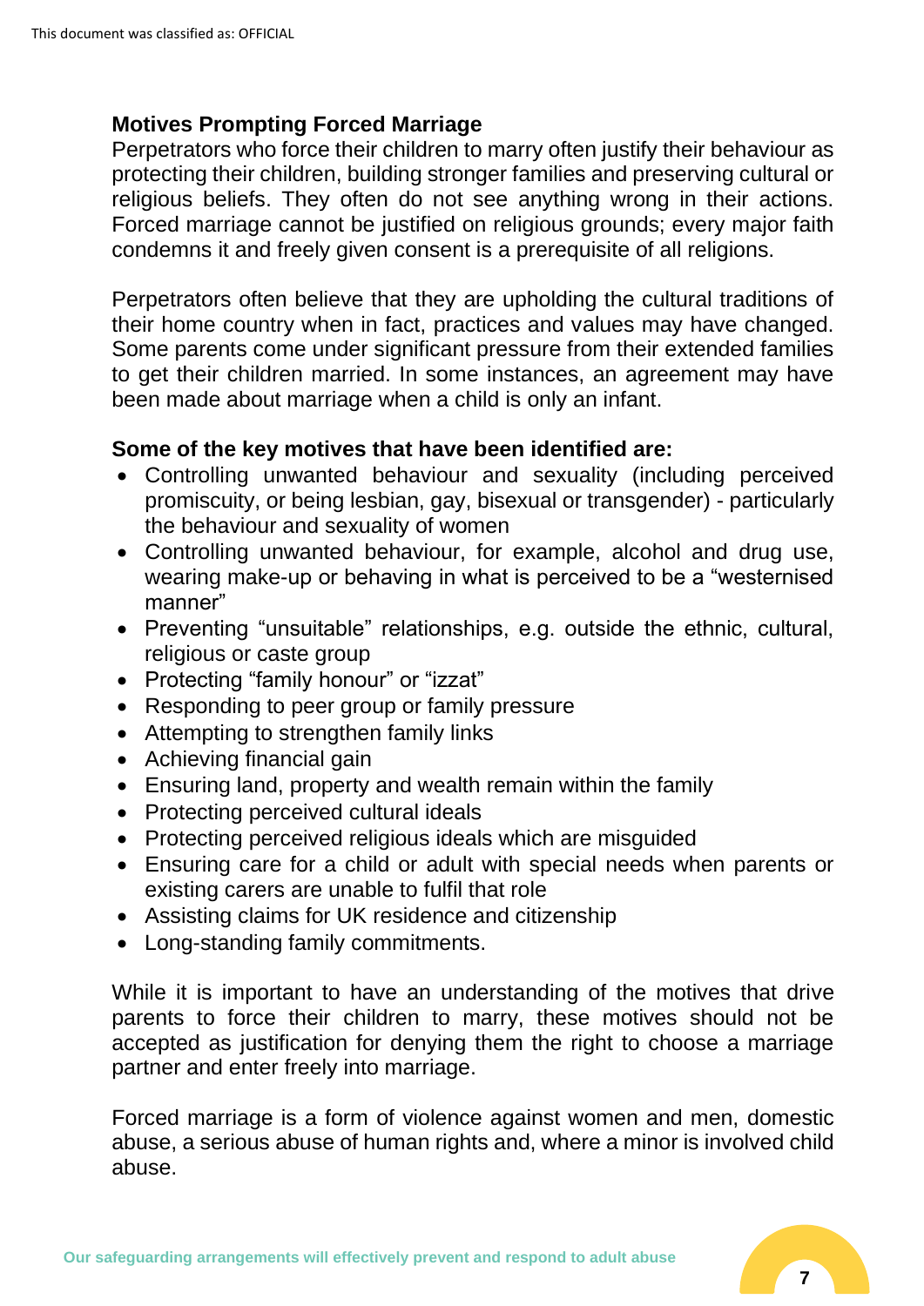**Motives Prompting Forced Marriage**

Perpetrators who force their children to marry often justify their behaviour as protecting their children, building stronger families and preserving cultural or religious beliefs. They often do not see anything wrong in their actions. Forced marriage cannot be justified on religious grounds; every major faith condemns it and freely given consent is a prerequisite of all religions.

Perpetrators often believe that they are upholding the cultural traditions of their home country when in fact, practices and values may have changed. Some parents come under significant pressure from their extended families to get their children married. In some instances, an agreement may have been made about marriage when a child is only an infant.

**Some of the key motives that have been identified are:**

- Controlling unwanted behaviour and sexuality (including perceived promiscuity, or being lesbian, gay, bisexual or transgender) - particularly the behaviour and sexuality of women
- Controlling unwanted behaviour, for example, alcohol and drug use, wearing make-up or behaving in what is perceived to be a "westernised manner"
- Preventing "unsuitable" relationships, e.g. outside the ethnic, cultural, religious or caste group
- Protecting "family honour" or "izzat"
- Responding to peer group or family pressure
- Attempting to strengthen family links
- Achieving financial gain
- Ensuring land, property and wealth remain within the family
- Protecting perceived cultural ideals
- Protecting perceived religious ideals which are misguided
- Ensuring care for a child or adult with special needs when parents or existing carers are unable to fulfil that role
- Assisting claims for UK residence and citizenship
- Long-standing family commitments.

While it is important to have an understanding of the motives that drive parents to force their children to marry, these motives should not be accepted as justification for denying them the right to choose a marriage partner and enter freely into marriage.

Forced marriage is a form of violence against women and men, domestic abuse, a serious abuse of human rights and, where a minor is involved child abuse.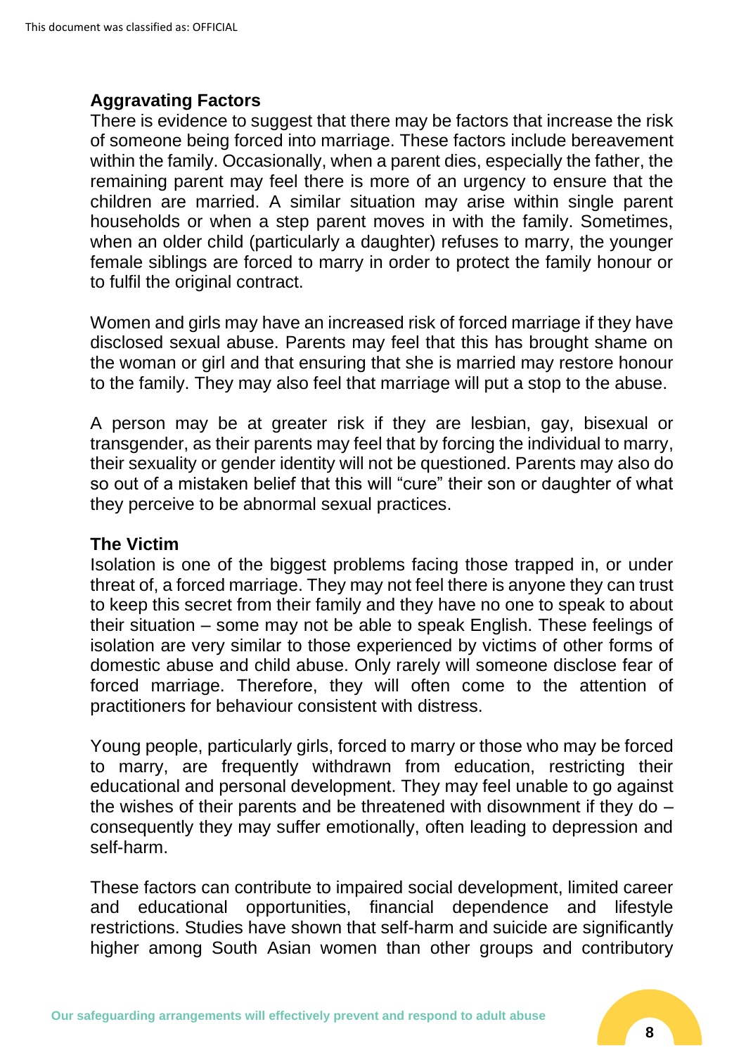### Aggravating Factors

There is evidence to suggest that there may be factors that increase the risk of someone being forced into marriage. These factors include bereavement within the family. Occasionally, when a parent dies, especially the father, the remaining parent may feel there is more of an urgency to ensure that the children are married. A similar situation may arise within single parent households or when a step parent moves in with the family. Sometimes, when an older child (particularly a daughter) refuses to marry, the younger female siblings are forced to marry in order to protect the family honour or to fulfil the original contract.

Women and girls may have an increased risk of forced marriage if they have disclosed sexual abuse. Parents may feel that this has brought shame on the woman or girl and that ensuring that she is married may restore honour to the family. They may also feel that marriage will put a stop to the abuse.

A person may be at greater risk if they are lesbian, gay, bisexual or transgender, as their parents may feel that by forcing the individual to marry, their sexuality or gender identity will not be questioned. Parents may also do so out of a mistaken belief that this will "cure" their son or daughter of what they perceive to be abnormal sexual practices.

### The Victim

Isolation is one of the biggest problems facing those trapped in, or under threat of, a forced marriage. They may not feel there is anyone they can trust to keep this secret from their family and they have no one to speak to about their situation – some may not be able to speak English. These feelings of isolation are very similar to those experienced by victims of other forms of domestic abuse and child abuse. Only rarely will someone disclose fear of forced marriage. Therefore, they will often come to the attention of practitioners for behaviour consistent with distress.

Young people, particularly girls, forced to marry or those who may be forced to marry, are frequently withdrawn from education, restricting their educational and personal development. They may feel unable to go against the wishes of their parents and be threatened with disownment if they do – consequently they may suffer emotionally, often leading to depression and self-harm.

These factors can contribute to impaired social development, limited career and educational opportunities, financial dependence and lifestyle restrictions. Studies have shown that self-harm and suicide are significantly higher among South Asian women than other groups and contributory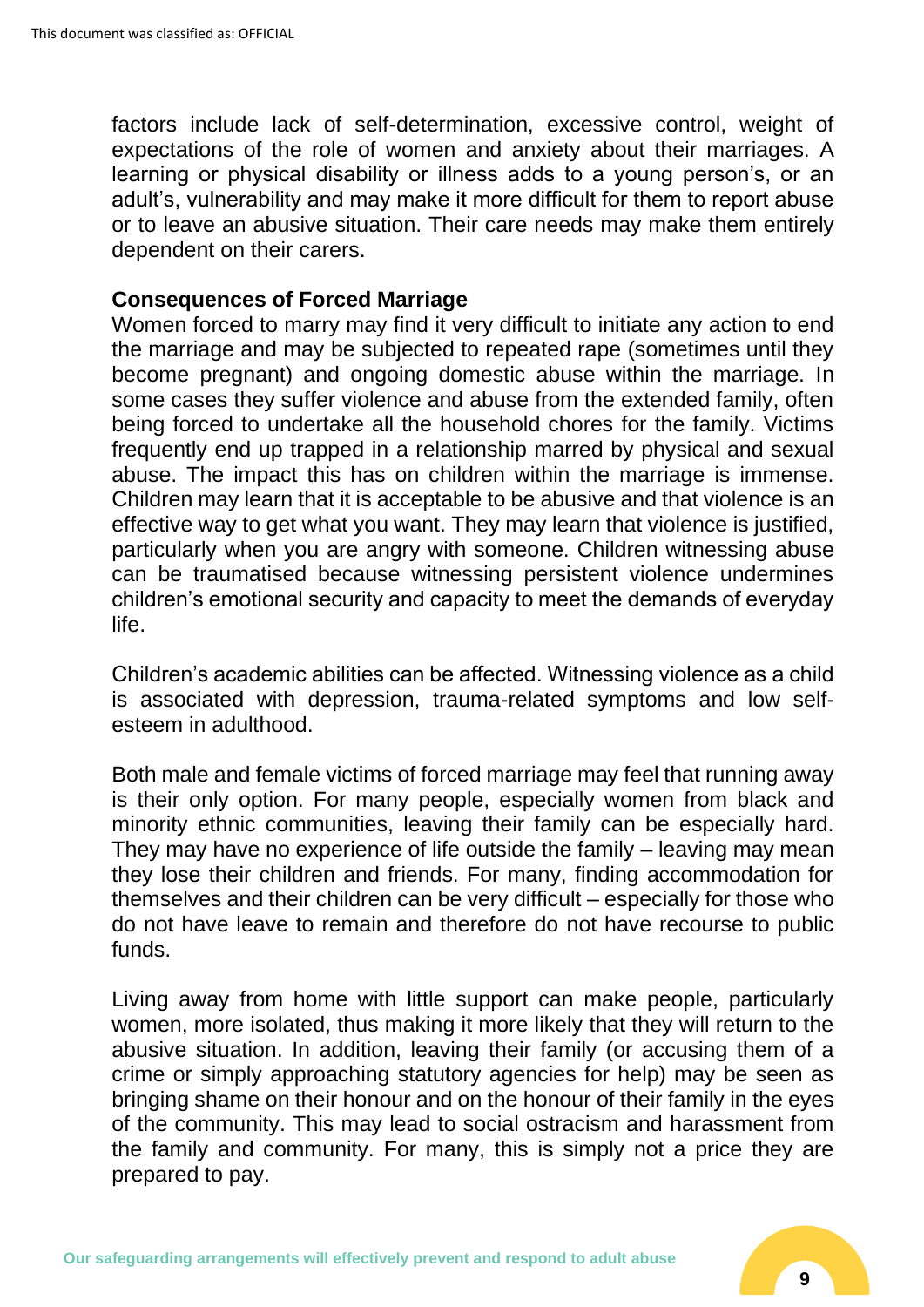factors include lack of self-determination, excessive control, weight of expectations of the role of women and anxiety about their marriages. A learning or physical disability or illness adds to a young person's, or an adult's, vulnerability and may make it more difficult for them to report abuse or to leave an abusive situation. Their care needs may make them entirely dependent on their carers.

**Consequences of Forced Marriage**

Women forced to marry may find it very difficult to initiate any action to end the marriage and may be subjected to repeated rape (sometimes until they become pregnant) and ongoing domestic abuse within the marriage. In some cases they suffer violence and abuse from the extended family, often being forced to undertake all the household chores for the family. Victims frequently end up trapped in a relationship marred by physical and sexual abuse. The impact this has on children within the marriage is immense. Children may learn that it is acceptable to be abusive and that violence is an effective way to get what you want. They may learn that violence is justified, particularly when you are angry with someone. Children witnessing abuse can be traumatised because witnessing persistent violence undermines children's emotional security and capacity to meet the demands of everyday life.

Children's academic abilities can be affected. Witnessing violence as a child is associated with depression, trauma-related symptoms and low self-esteem in adulthood.

Both male and female victims of forced marriage may feel that running away is their only option. For many people, especially women from black and minority ethnic communities, leaving their family can be especially hard. They may have no experience of life outside the family – leaving may mean they lose their children and friends. For many, finding accommodation for themselves and their children can be very difficult – especially for those who do not have leave to remain and therefore do not have recourse to public funds.

Living away from home with little support can make people, particularly women, more isolated, thus making it more likely that they will return to the abusive situation. In addition, leaving their family (or accusing them of a crime or simply approaching statutory agencies for help) may be seen as bringing shame on their honour and on the honour of their family in the eyes of the community. This may lead to social ostracism and harassment from the family and community. For many, this is simply not a price they are prepared to pay.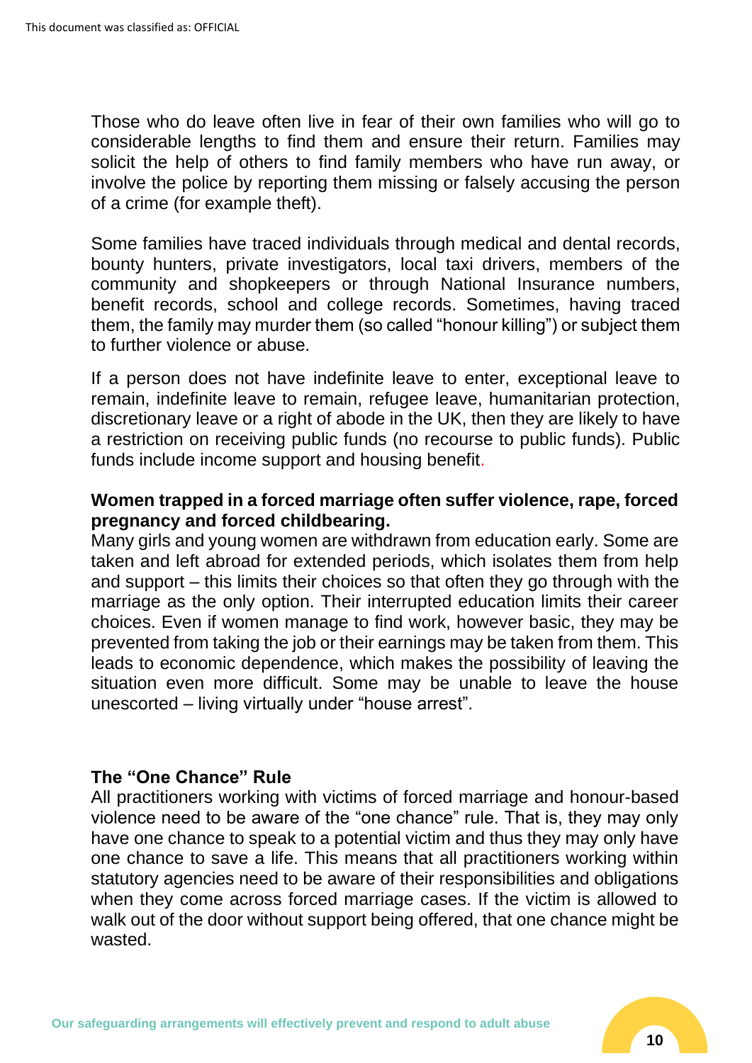Those who do leave often live in fear of their own families who will go to considerable lengths to find them and ensure their return. Families may solicit the help of others to find family members who have run away, or involve the police by reporting them missing or falsely accusing the person of a crime (for example theft).

Some families have traced individuals through medical and dental records, bounty hunters, private investigators, local taxi drivers, members of the community and shopkeepers or through National Insurance numbers, benefit records, school and college records. Sometimes, having traced them, the family may murder them (so called "honour killing") or subject them to further violence or abuse.

If a person does not have indefinite leave to enter, exceptional leave to remain, indefinite leave to remain, refugee leave, humanitarian protection, discretionary leave or a right of abode in the UK, then they are likely to have a restriction on receiving public funds (no recourse to public funds). Public funds include income support and housing benefit.

**Women trapped in a forced marriage often suffer violence, rape, forced pregnancy and forced childbearing.**

Many girls and young women are withdrawn from education early. Some are taken and left abroad for extended periods, which isolates them from help and support – this limits their choices so that often they go through with the marriage as the only option. Their interrupted education limits their career choices. Even if women manage to find work, however basic, they may be prevented from taking the job or their earnings may be taken from them. This leads to economic dependence, which makes the possibility of leaving the situation even more difficult. Some may be unable to leave the house unescorted – living virtually under "house arrest".

### The "One Chance" Rule

All practitioners working with victims of forced marriage and honour-based violence need to be aware of the "one chance" rule. That is, they may only have one chance to speak to a potential victim and thus they may only have one chance to save a life. This means that all practitioners working within statutory agencies need to be aware of their responsibilities and obligations when they come across forced marriage cases. If the victim is allowed to walk out of the door without support being offered, that one chance might be wasted.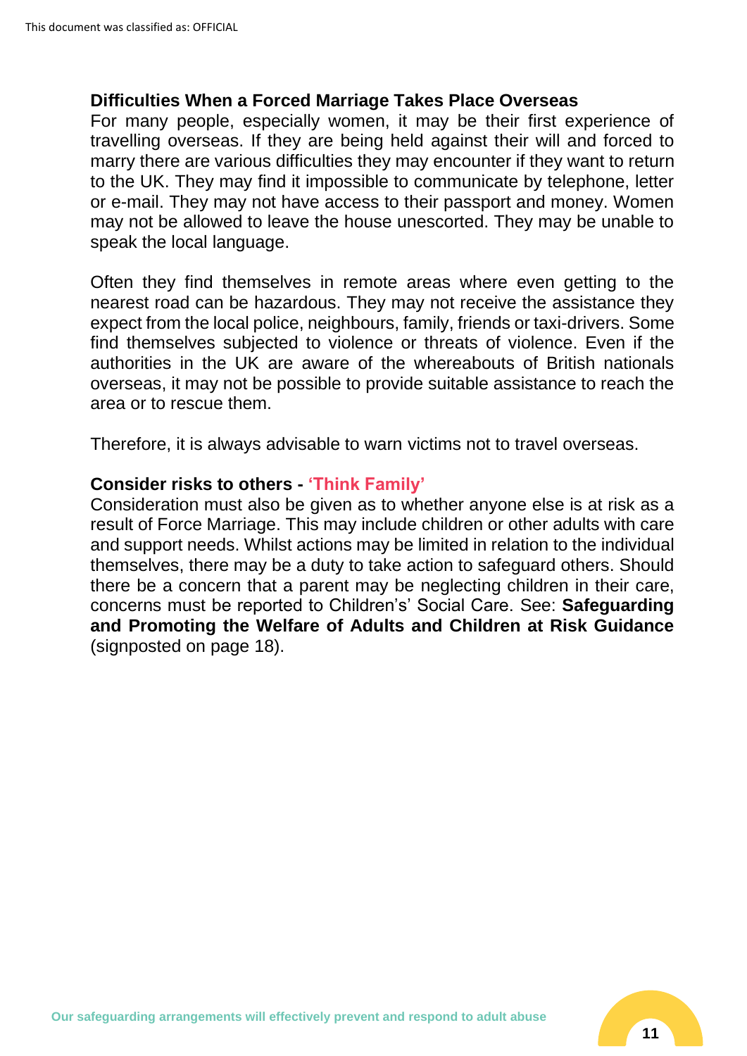### Difficulties When a Forced Marriage Takes Place Overseas

For many people, especially women, it may be their first experience of travelling overseas. If they are being held against their will and forced to marry there are various difficulties they may encounter if they want to return to the UK. They may find it impossible to communicate by telephone, letter or e-mail. They may not have access to their passport and money. Women may not be allowed to leave the house unescorted. They may be unable to speak the local language.

Often they find themselves in remote areas where even getting to the nearest road can be hazardous. They may not receive the assistance they expect from the local police, neighbours, family, friends or taxi-drivers. Some find themselves subjected to violence or threats of violence. Even if the authorities in the UK are aware of the whereabouts of British nationals overseas, it may not be possible to provide suitable assistance to reach the area or to rescue them.

Therefore, it is always advisable to warn victims not to travel overseas.

### Consider risks to others - 'Think Family'

Consideration must also be given as to whether anyone else is at risk as a result of Force Marriage. This may include children or other adults with care and support needs. Whilst actions may be limited in relation to the individual themselves, there may be a duty to take action to safeguard others. Should there be a concern that a parent may be neglecting children in their care, concerns must be reported to Children's' Social Care. See: **Safeguarding and Promoting the Welfare of Adults and Children at Risk Guidance** (signposted on page 18).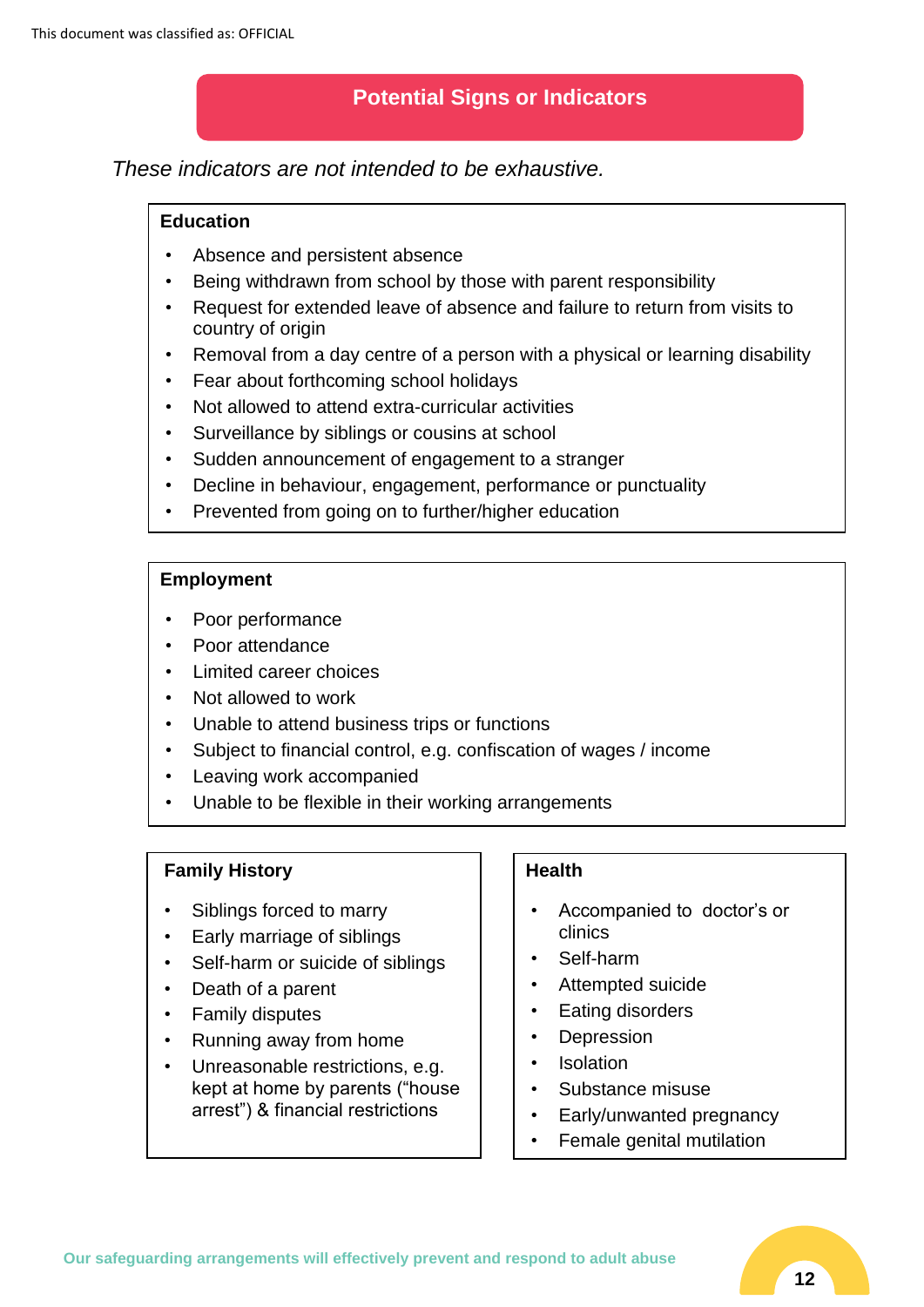## Potential Signs or Indicators

*These indicators are not intended to be exhaustive.*

**Education**

- Absence and persistent absence
- Being withdrawn from school by those with parent responsibility
- Request for extended leave of absence and failure to return from visits to country of origin
- Removal from a day centre of a person with a physical or learning disability
- Fear about forthcoming school holidays
- Not allowed to attend extra-curricular activities
- Surveillance by siblings or cousins at school
- Sudden announcement of engagement to a stranger
- Decline in behaviour, engagement, performance or punctuality
- Prevented from going on to further/higher education

**Employment**

- Poor performance
- Poor attendance
- Limited career choices
- Not allowed to work
- Unable to attend business trips or functions
- Subject to financial control, e.g. confiscation of wages / income
- Leaving work accompanied
- Unable to be flexible in their working arrangements

**Family History**

- Siblings forced to marry
- Early marriage of siblings
- Self-harm or suicide of siblings
- Death of a parent
- Family disputes
- Running away from home
- Unreasonable restrictions, e.g. kept at home by parents ("house arrest") & financial restrictions

**Health**

- Accompanied to doctor's or clinics
- Self-harm
- Attempted suicide
- Eating disorders
- Depression
- Isolation
- Substance misuse
- Early/unwanted pregnancy
- Female genital mutilation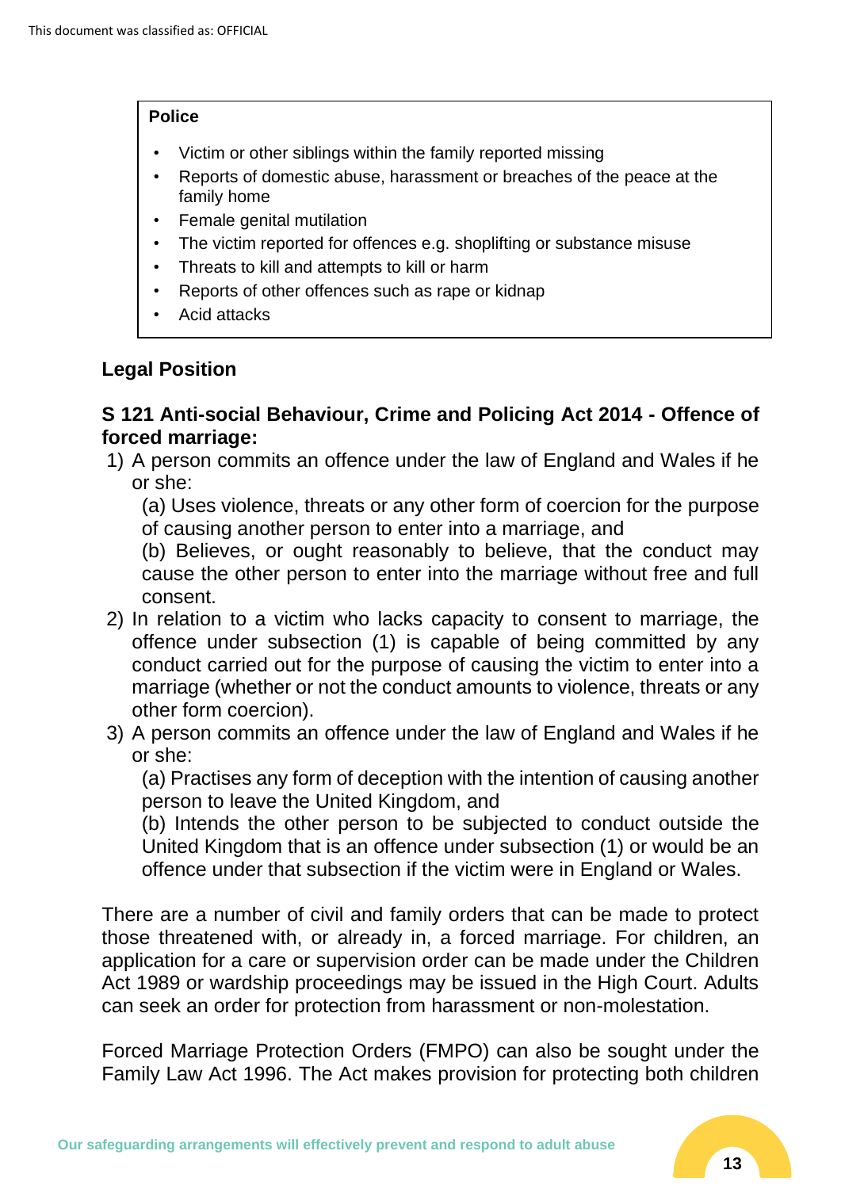**Police**

- Victim or other siblings within the family reported missing
- Reports of domestic abuse, harassment or breaches of the peace at the family home
- Female genital mutilation
- The victim reported for offences e.g. shoplifting or substance misuse
- Threats to kill and attempts to kill or harm
- Reports of other offences such as rape or kidnap
- Acid attacks

## Legal Position

### S 121 Anti-social Behaviour, Crime and Policing Act 2014 - Offence of forced marriage:

1) A person commits an offence under the law of England and Wales if he or she:

   (a) Uses violence, threats or any other form of coercion for the purpose of causing another person to enter into a marriage, and

   (b) Believes, or ought reasonably to believe, that the conduct may cause the other person to enter into the marriage without free and full consent.

2) In relation to a victim who lacks capacity to consent to marriage, the offence under subsection (1) is capable of being committed by any conduct carried out for the purpose of causing the victim to enter into a marriage (whether or not the conduct amounts to violence, threats or any other form coercion).

3) A person commits an offence under the law of England and Wales if he or she:

   (a) Practises any form of deception with the intention of causing another person to leave the United Kingdom, and

   (b) Intends the other person to be subjected to conduct outside the United Kingdom that is an offence under subsection (1) or would be an offence under that subsection if the victim were in England or Wales.

There are a number of civil and family orders that can be made to protect those threatened with, or already in, a forced marriage. For children, an application for a care or supervision order can be made under the Children Act 1989 or wardship proceedings may be issued in the High Court. Adults can seek an order for protection from harassment or non-molestation.

Forced Marriage Protection Orders (FMPO) can also be sought under the Family Law Act 1996. The Act makes provision for protecting both children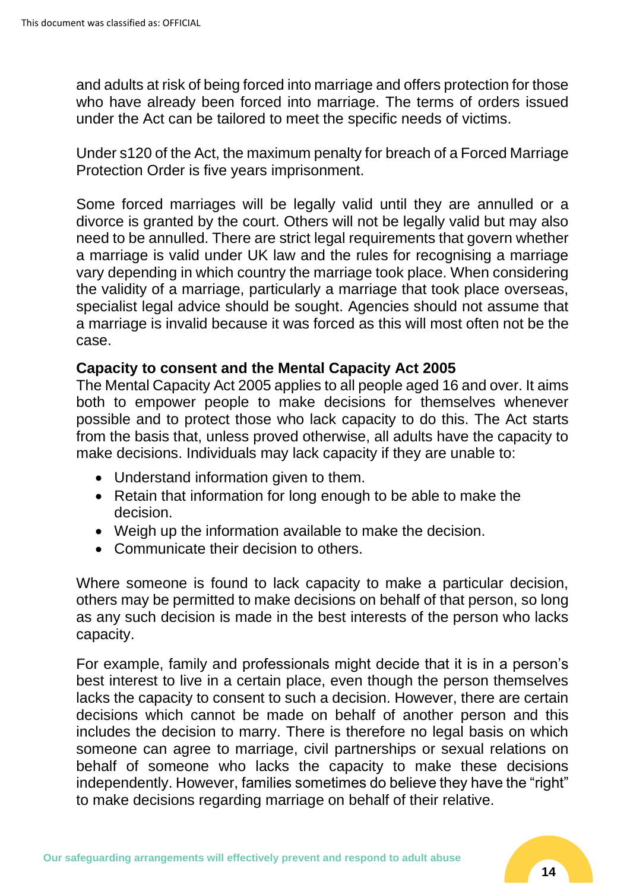and adults at risk of being forced into marriage and offers protection for those who have already been forced into marriage. The terms of orders issued under the Act can be tailored to meet the specific needs of victims.

Under s120 of the Act, the maximum penalty for breach of a Forced Marriage Protection Order is five years imprisonment.

Some forced marriages will be legally valid until they are annulled or a divorce is granted by the court. Others will not be legally valid but may also need to be annulled. There are strict legal requirements that govern whether a marriage is valid under UK law and the rules for recognising a marriage vary depending in which country the marriage took place. When considering the validity of a marriage, particularly a marriage that took place overseas, specialist legal advice should be sought. Agencies should not assume that a marriage is invalid because it was forced as this will most often not be the case.

**Capacity to consent and the Mental Capacity Act 2005**

The Mental Capacity Act 2005 applies to all people aged 16 and over. It aims both to empower people to make decisions for themselves whenever possible and to protect those who lack capacity to do this. The Act starts from the basis that, unless proved otherwise, all adults have the capacity to make decisions. Individuals may lack capacity if they are unable to:

- Understand information given to them.
- Retain that information for long enough to be able to make the decision.
- Weigh up the information available to make the decision.
- Communicate their decision to others.

Where someone is found to lack capacity to make a particular decision, others may be permitted to make decisions on behalf of that person, so long as any such decision is made in the best interests of the person who lacks capacity.

For example, family and professionals might decide that it is in a person's best interest to live in a certain place, even though the person themselves lacks the capacity to consent to such a decision. However, there are certain decisions which cannot be made on behalf of another person and this includes the decision to marry. There is therefore no legal basis on which someone can agree to marriage, civil partnerships or sexual relations on behalf of someone who lacks the capacity to make these decisions independently. However, families sometimes do believe they have the "right" to make decisions regarding marriage on behalf of their relative.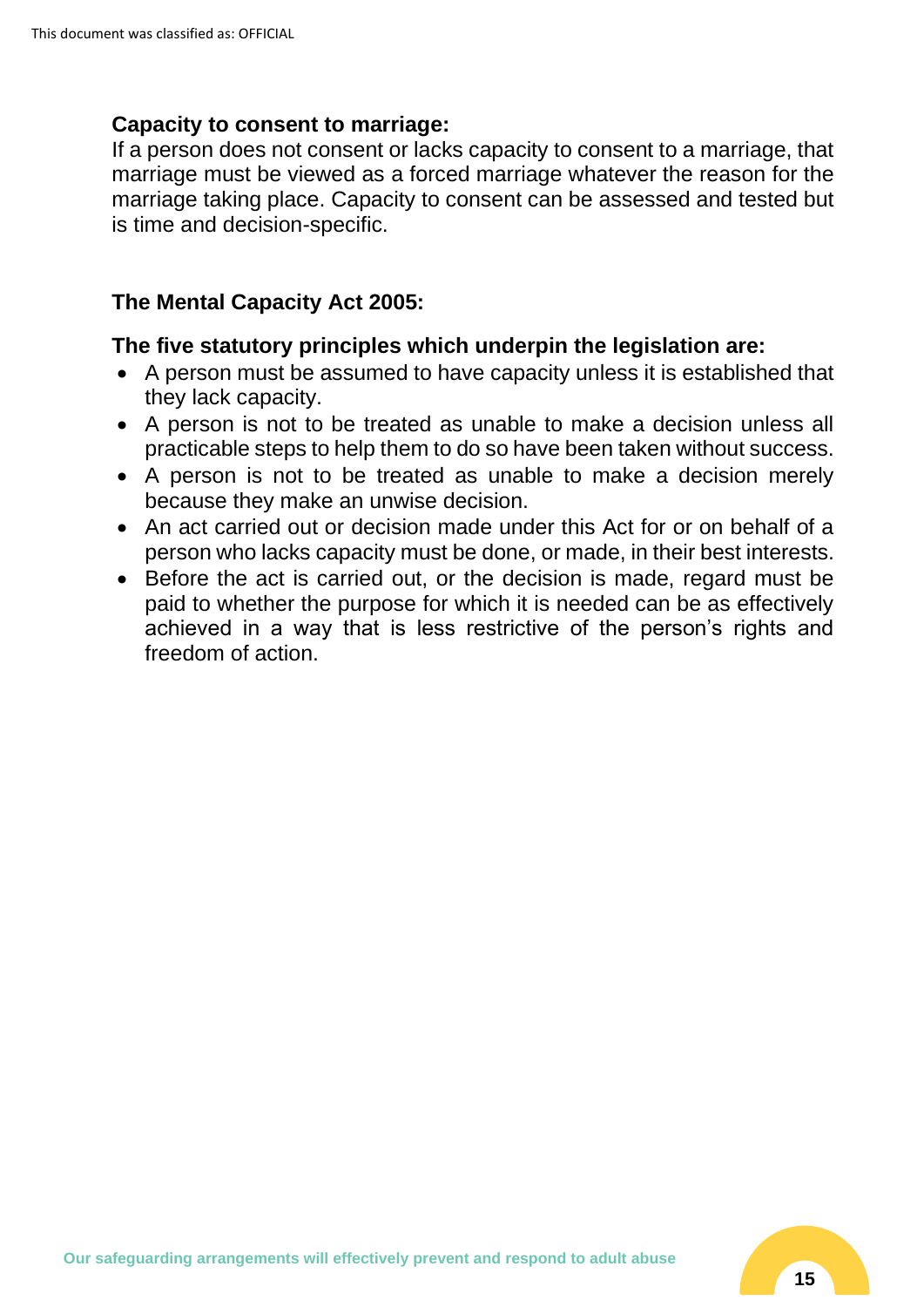**Capacity to consent to marriage:**
If a person does not consent or lacks capacity to consent to a marriage, that marriage must be viewed as a forced marriage whatever the reason for the marriage taking place. Capacity to consent can be assessed and tested but is time and decision-specific.

**The Mental Capacity Act 2005:**

**The five statutory principles which underpin the legislation are:**

- A person must be assumed to have capacity unless it is established that they lack capacity.
- A person is not to be treated as unable to make a decision unless all practicable steps to help them to do so have been taken without success.
- A person is not to be treated as unable to make a decision merely because they make an unwise decision.
- An act carried out or decision made under this Act for or on behalf of a person who lacks capacity must be done, or made, in their best interests.
- Before the act is carried out, or the decision is made, regard must be paid to whether the purpose for which it is needed can be as effectively achieved in a way that is less restrictive of the person's rights and freedom of action.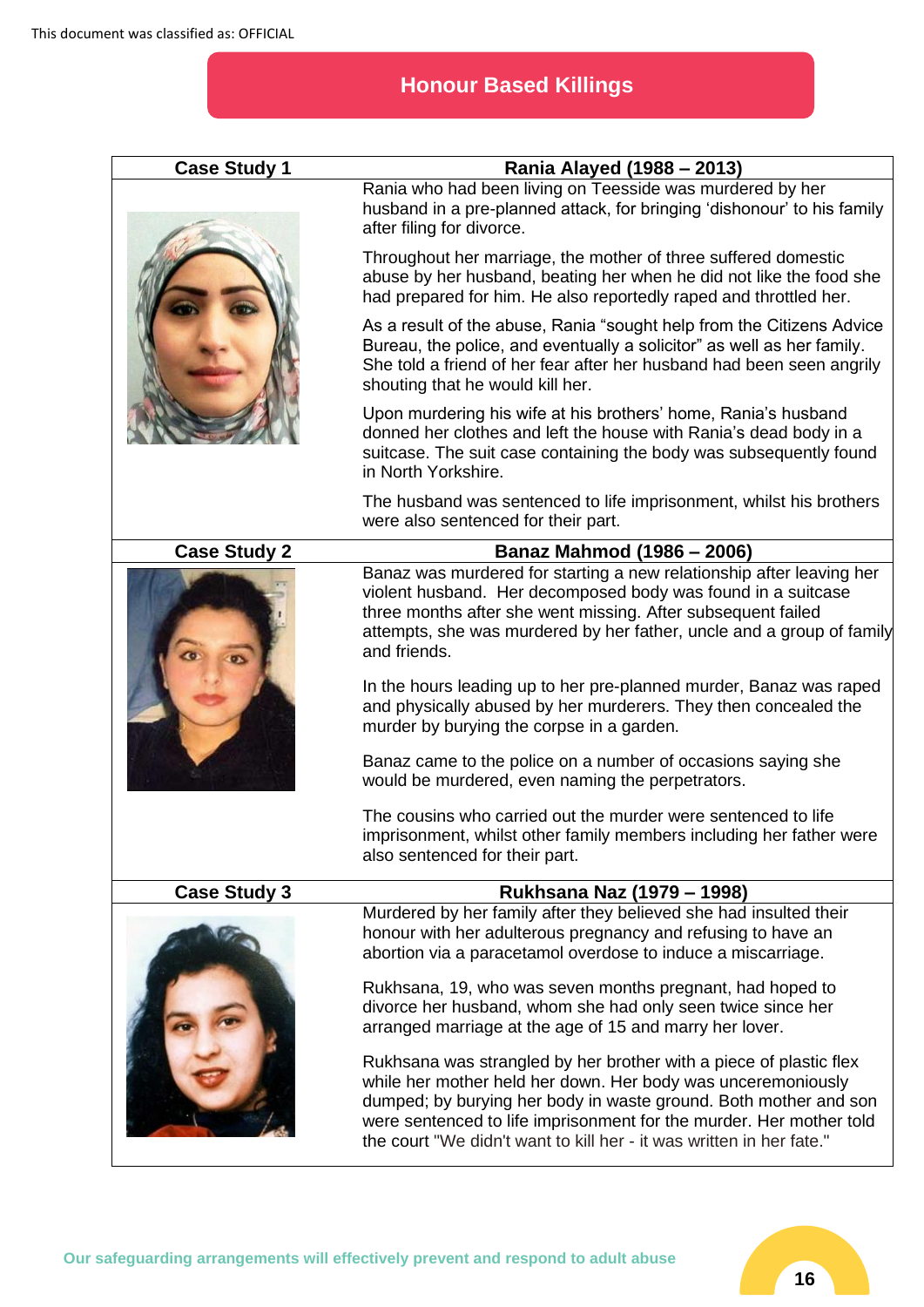This document was classified as: OFFICIAL

# Honour Based Killings

| Case Study 1 | Rania Alayed (1988 – 2013) |
|---|---|
| | Rania who had been living on Teesside was murdered by her husband in a pre-planned attack, for bringing 'dishonour' to his family after filing for divorce.<br><br>Throughout her marriage, the mother of three suffered domestic abuse by her husband, beating her when he did not like the food she had prepared for him. He also reportedly raped and throttled her.<br><br>As a result of the abuse, Rania "sought help from the Citizens Advice Bureau, the police, and eventually a solicitor" as well as her family. She told a friend of her fear after her husband had been seen angrily shouting that he would kill her.<br><br>Upon murdering his wife at his brothers' home, Rania's husband donned her clothes and left the house with Rania's dead body in a suitcase. The suit case containing the body was subsequently found in North Yorkshire.<br><br>The husband was sentenced to life imprisonment, whilst his brothers were also sentenced for their part. |
| **Case Study 2** | **Banaz Mahmod (1986 – 2006)** |
| | Banaz was murdered for starting a new relationship after leaving her violent husband. Her decomposed body was found in a suitcase three months after she went missing. After subsequent failed attempts, she was murdered by her father, uncle and a group of family and friends.<br><br>In the hours leading up to her pre-planned murder, Banaz was raped and physically abused by her murderers. They then concealed the murder by burying the corpse in a garden.<br><br>Banaz came to the police on a number of occasions saying she would be murdered, even naming the perpetrators.<br><br>The cousins who carried out the murder were sentenced to life imprisonment, whilst other family members including her father were also sentenced for their part. |
| **Case Study 3** | **Rukhsana Naz (1979 – 1998)** |
| | Murdered by her family after they believed she had insulted their honour with her adulterous pregnancy and refusing to have an abortion via a paracetamol overdose to induce a miscarriage.<br><br>Rukhsana, 19, who was seven months pregnant, had hoped to divorce her husband, whom she had only seen twice since her arranged marriage at the age of 15 and marry her lover.<br><br>Rukhsana was strangled by her brother with a piece of plastic flex while her mother held her down. Her body was unceremoniously dumped; by burying her body in waste ground. Both mother and son were sentenced to life imprisonment for the murder. Her mother told the court "We didn't want to kill her - it was written in her fate." |

Our safeguarding arrangements will effectively prevent and respond to adult abuse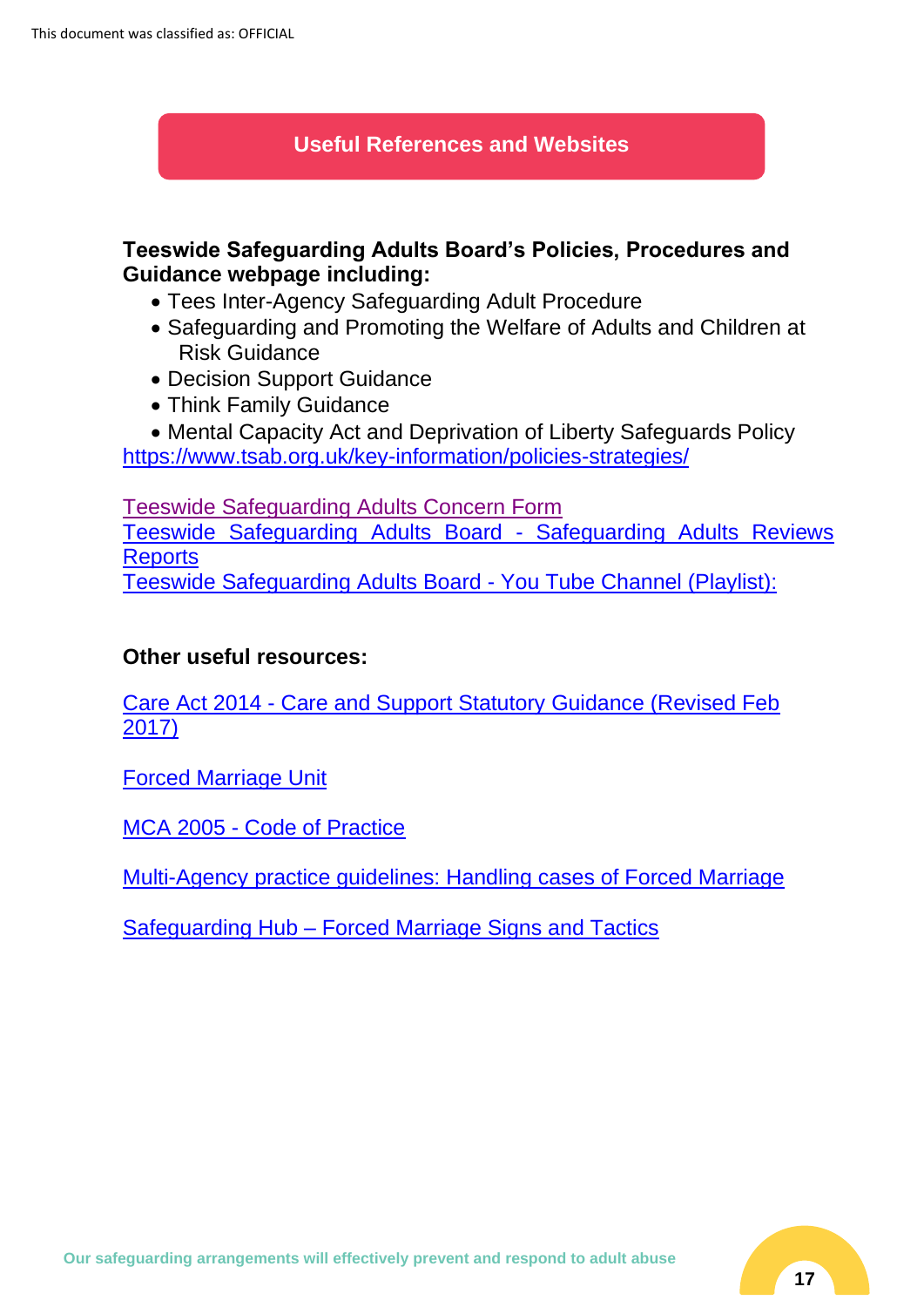## Useful References and Websites

**Teeswide Safeguarding Adults Board's Policies, Procedures and Guidance webpage including:**

- Tees Inter-Agency Safeguarding Adult Procedure
- Safeguarding and Promoting the Welfare of Adults and Children at Risk Guidance
- Decision Support Guidance
- Think Family Guidance
- Mental Capacity Act and Deprivation of Liberty Safeguards Policy

https://www.tsab.org.uk/key-information/policies-strategies/

Teeswide Safeguarding Adults Concern Form
Teeswide Safeguarding Adults Board - Safeguarding Adults Reviews Reports
Teeswide Safeguarding Adults Board - You Tube Channel (Playlist):

**Other useful resources:**

Care Act 2014 - Care and Support Statutory Guidance (Revised Feb 2017)

Forced Marriage Unit

MCA 2005 - Code of Practice

Multi-Agency practice guidelines: Handling cases of Forced Marriage

Safeguarding Hub – Forced Marriage Signs and Tactics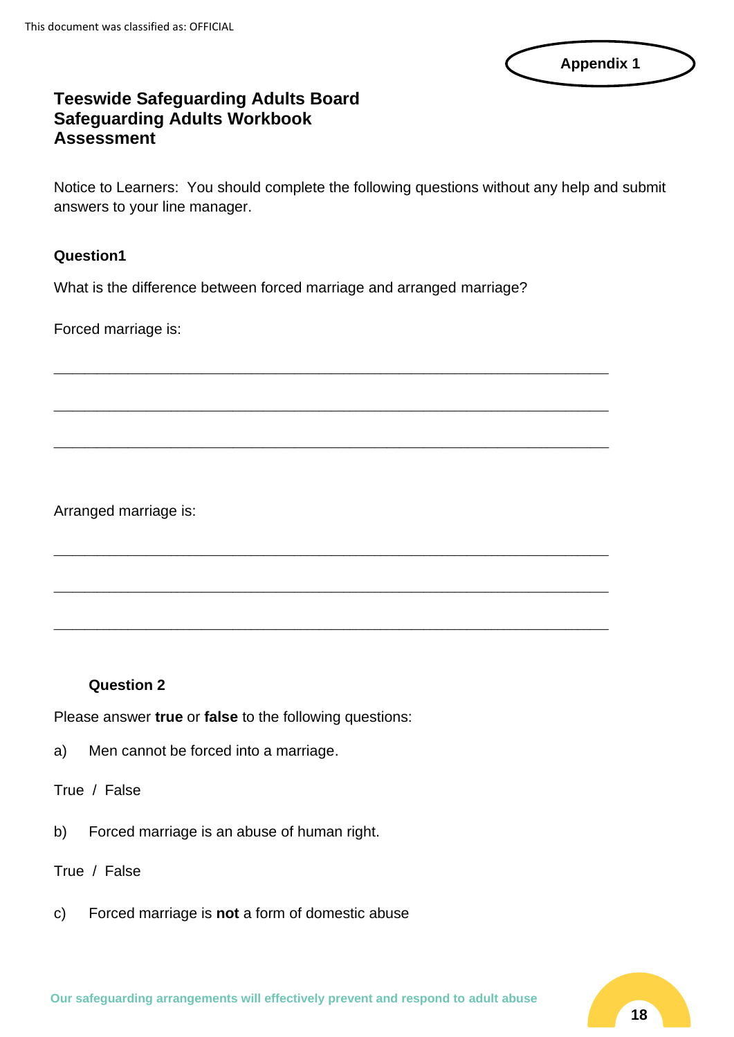Appendix 1

## Teeswide Safeguarding Adults Board
## Safeguarding Adults Workbook
## Assessment

Notice to Learners: You should complete the following questions without any help and submit answers to your line manager.

**Question1**

What is the difference between forced marriage and arranged marriage?

Forced marriage is:

_______________________________________________________________

_______________________________________________________________

_______________________________________________________________

Arranged marriage is:

_______________________________________________________________

_______________________________________________________________

_______________________________________________________________

**Question 2**

Please answer **true** or **false** to the following questions:

a) Men cannot be forced into a marriage.

True / False

b) Forced marriage is an abuse of human right.

True / False

c) Forced marriage is **not** a form of domestic abuse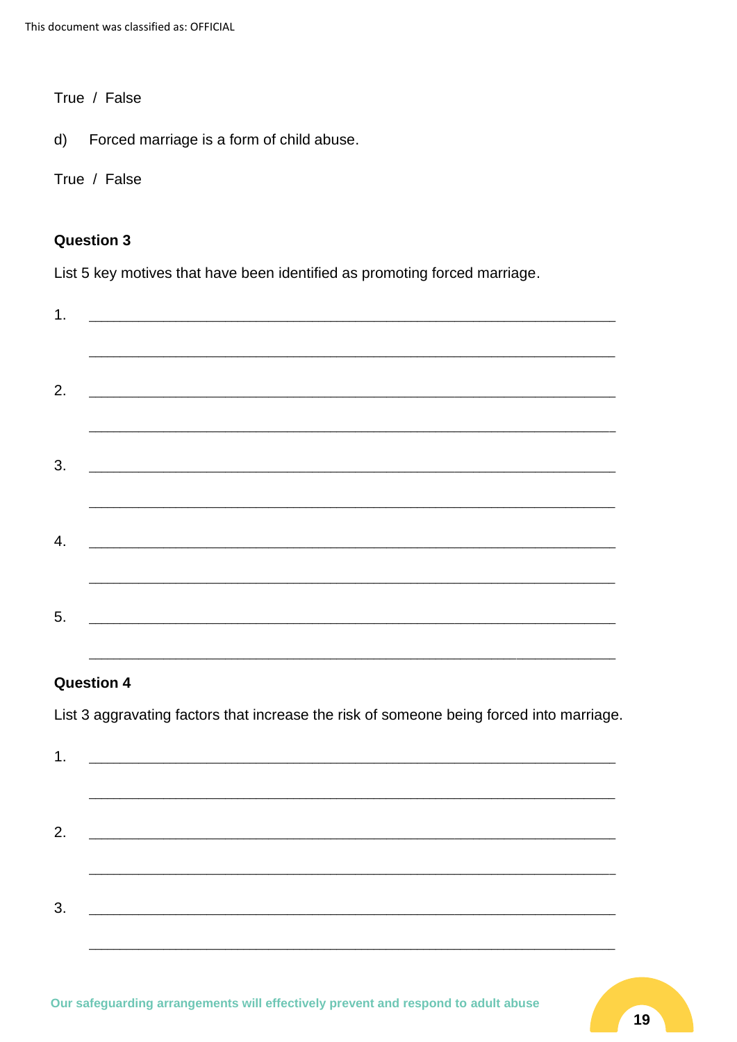True / False

d) Forced marriage is a form of child abuse.

True / False

**Question 3**

List 5 key motives that have been identified as promoting forced marriage.

1. ____________________________________________________________

   ____________________________________________________________

2. ____________________________________________________________

   ____________________________________________________________

3. ____________________________________________________________

   ____________________________________________________________

4. ____________________________________________________________

   ____________________________________________________________

5. ____________________________________________________________

   ____________________________________________________________

**Question 4**

List 3 aggravating factors that increase the risk of someone being forced into marriage.

1. ____________________________________________________________

   ____________________________________________________________

2. ____________________________________________________________

   ____________________________________________________________

3. ____________________________________________________________

   ____________________________________________________________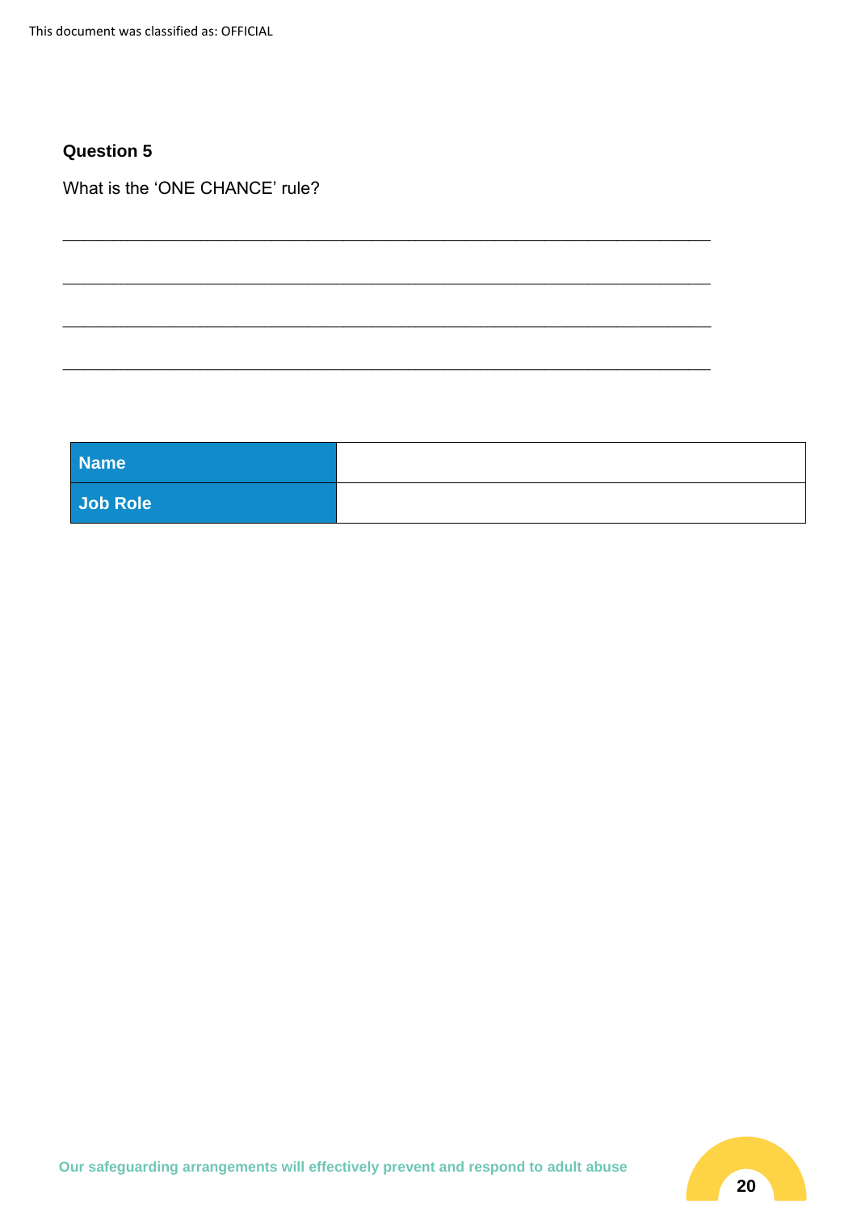**Question 5**

What is the 'ONE CHANCE' rule?

______________________________________________________________________

______________________________________________________________________

______________________________________________________________________

______________________________________________________________________

| **Name** | |
|---|---|
| **Job Role** | |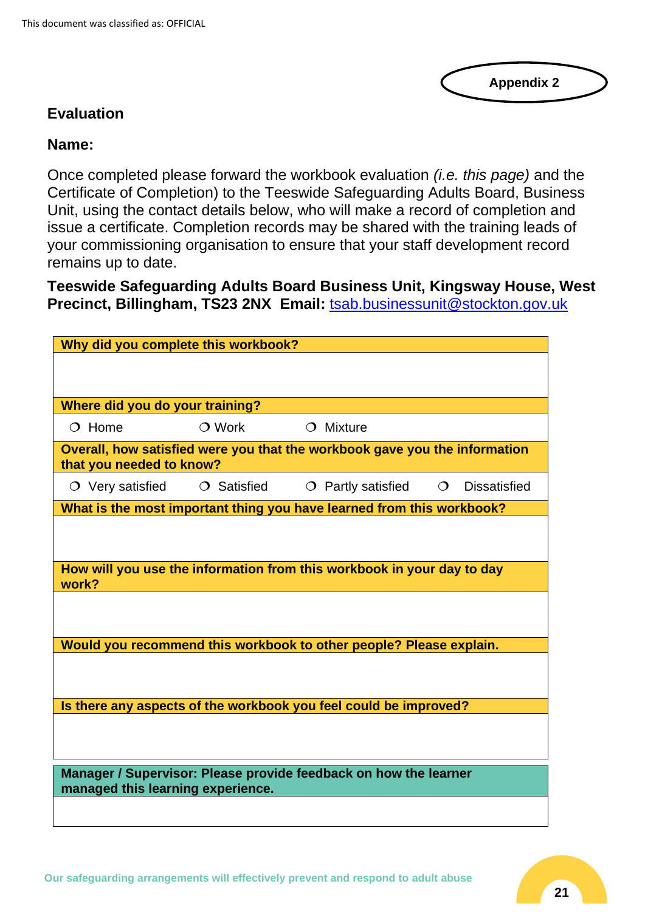Appendix 2

## Evaluation

**Name:**

Once completed please forward the workbook evaluation *(i.e. this page)* and the Certificate of Completion) to the Teeswide Safeguarding Adults Board, Business Unit, using the contact details below, who will make a record of completion and issue a certificate. Completion records may be shared with the training leads of your commissioning organisation to ensure that your staff development record remains up to date.

**Teeswide Safeguarding Adults Board Business Unit, Kingsway House, West Precinct, Billingham, TS23 2NX Email:** tsab.businessunit@stockton.gov.uk

| **Why did you complete this workbook?** |
|---|
| |
| **Where did you do your training?** |
| ❍ Home ❍ Work ❍ Mixture |
| **Overall, how satisfied were you that the workbook gave you the information that you needed to know?** |
| ❍ Very satisfied ❍ Satisfied ❍ Partly satisfied ❍ Dissatisfied |
| **What is the most important thing you have learned from this workbook?** |
| |
| **How will you use the information from this workbook in your day to day work?** |
| |
| **Would you recommend this workbook to other people? Please explain.** |
| |
| **Is there any aspects of the workbook you feel could be improved?** |
| |

| **Manager / Supervisor: Please provide feedback on how the learner managed this learning experience.** |
|---|
| |

Our safeguarding arrangements will effectively prevent and respond to adult abuse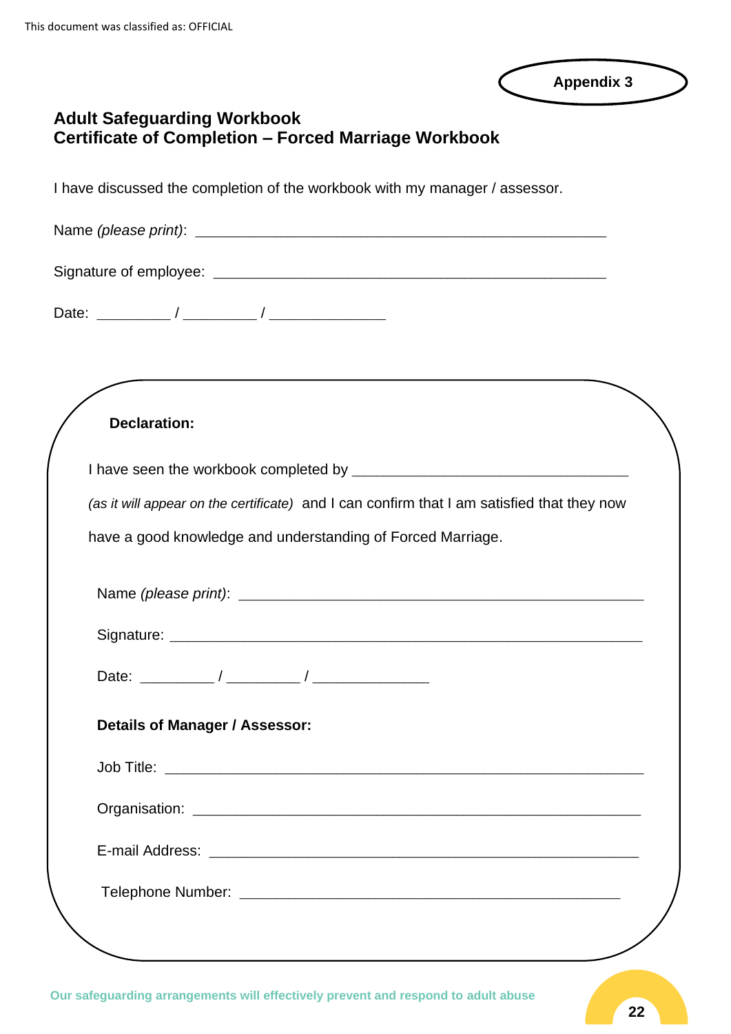Appendix 3

## Adult Safeguarding Workbook
## Certificate of Completion – Forced Marriage Workbook

I have discussed the completion of the workbook with my manager / assessor.

Name *(please print)*: ___________________________________________________

Signature of employee: _______________________________________________

Date: _________ / _________ / ______________

**Declaration:**

I have seen the workbook completed by _________________________________ *(as it will appear on the certificate)* and I can confirm that I am satisfied that they now have a good knowledge and understanding of Forced Marriage.

Name *(please print)*: ___________________________________________________

Signature: _______________________________________________________________

Date: _________ / _________ / ______________

**Details of Manager / Assessor:**

Job Title: _______________________________________________________________

Organisation: ____________________________________________________________

E-mail Address: __________________________________________________________

Telephone Number: ________________________________________________